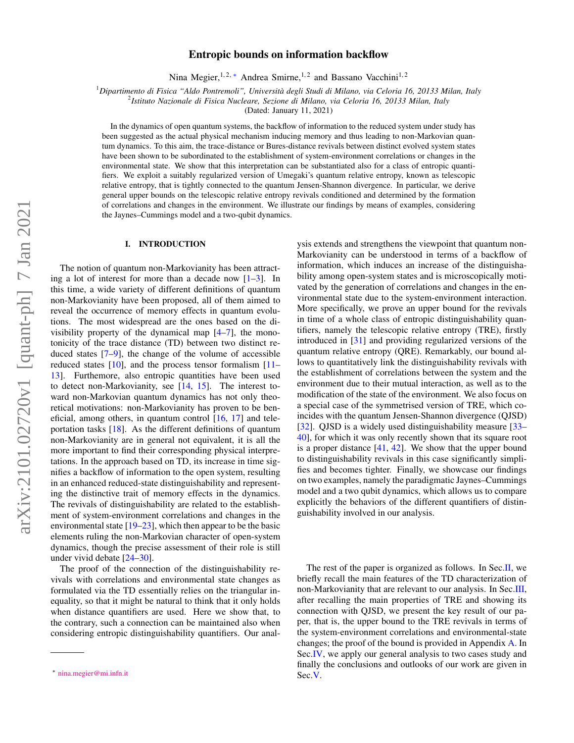# Entropic bounds on information backflow

Nina Megier,[1,2,*] Andrea Smirne,[1,2] and Bassano Vacchini[1,2]

[1]*Dipartimento di Fisica "Aldo Pontremoli", Università degli Studi di Milano, via Celoria 16, 20133 Milan, Italy*
[2]*Istituto Nazionale di Fisica Nucleare, Sezione di Milano, via Celoria 16, 20133 Milan, Italy*
(Dated: January 11, 2021)

In the dynamics of open quantum systems, the backflow of information to the reduced system under study has been suggested as the actual physical mechanism inducing memory and thus leading to non-Markovian quantum dynamics. To this aim, the trace-distance or Bures-distance revivals between distinct evolved system states have been shown to be subordinated to the establishment of system-environment correlations or changes in the environmental state. We show that this interpretation can be substantiated also for a class of entropic quantifiers. We exploit a suitably regularized version of Umegaki's quantum relative entropy, known as telescopic relative entropy, that is tightly connected to the quantum Jensen-Shannon divergence. In particular, we derive general upper bounds on the telescopic relative entropy revivals conditioned and determined by the formation of correlations and changes in the environment. We illustrate our findings by means of examples, considering the Jaynes–Cummings model and a two-qubit dynamics.

## I. INTRODUCTION

The notion of quantum non-Markovianity has been attracting a lot of interest for more than a decade now [1–3]. In this time, a wide variety of different definitions of quantum non-Markovianity have been proposed, all of them aimed to reveal the occurrence of memory effects in quantum evolutions. The most widespread are the ones based on the divisibility property of the dynamical map [4–7], the monotonicity of the trace distance (TD) between two distinct reduced states [7–9], the change of the volume of accessible reduced states [10], and the process tensor formalism [11–13]. Furthemore, also entropic quantities have been used to detect non-Markovianity, see [14, 15]. The interest toward non-Markovian quantum dynamics has not only theoretical motivations: non-Markovianity has proven to be beneficial, among others, in quantum control [16, 17] and teleportation tasks [18]. As the different definitions of quantum non-Markovianity are in general not equivalent, it is all the more important to find their corresponding physical interpretations. In the approach based on TD, its increase in time signifies a backflow of information to the open system, resulting in an enhanced reduced-state distinguishability and representing the distinctive trait of memory effects in the dynamics. The revivals of distinguishability are related to the establishment of system-environment correlations and changes in the environmental state [19–23], which then appear to be the basic elements ruling the non-Markovian character of open-system dynamics, though the precise assessment of their role is still under vivid debate [24–30].

The proof of the connection of the distinguishability revivals with correlations and environmental state changes as formulated via the TD essentially relies on the triangular inequality, so that it might be natural to think that it only holds when distance quantifiers are used. Here we show that, to the contrary, such a connection can be maintained also when considering entropic distinguishability quantifiers. Our analysis extends and strengthens the viewpoint that quantum non-Markovianity can be understood in terms of a backflow of information, which induces an increase of the distinguishability among open-system states and is microscopically motivated by the generation of correlations and changes in the environmental state due to the system-environment interaction. More specifically, we prove an upper bound for the revivals in time of a whole class of entropic distinguishability quantifiers, namely the telescopic relative entropy (TRE), firstly introduced in [31] and providing regularized versions of the quantum relative entropy (QRE). Remarkably, our bound allows to quantitatively link the distinguishability revivals with the establishment of correlations between the system and the environment due to their mutual interaction, as well as to the modification of the state of the environment. We also focus on a special case of the symmetrised version of TRE, which coincides with the quantum Jensen-Shannon divergence (QJSD) [32]. QJSD is a widely used distinguishability measure [33–40], for which it was only recently shown that its square root is a proper distance [41, 42]. We show that the upper bound to distinguishability revivals in this case significantly simplifies and becomes tighter. Finally, we showcase our findings on two examples, namely the paradigmatic Jaynes–Cummings model and a two qubit dynamics, which allows us to compare explicitly the behaviors of the different quantifiers of distinguishability involved in our analysis.

The rest of the paper is organized as follows. In Sec.II, we briefly recall the main features of the TD characterization of non-Markovianity that are relevant to our analysis. In Sec.III, after recalling the main properties of TRE and showing its connection with QJSD, we present the key result of our paper, that is, the upper bound to the TRE revivals in terms of the system-environment correlations and environmental-state changes; the proof of the bound is provided in Appendix A. In Sec.IV, we apply our general analysis to two cases study and finally the conclusions and outlooks of our work are given in Sec.V.

---

* nina.megier@mi.infn.it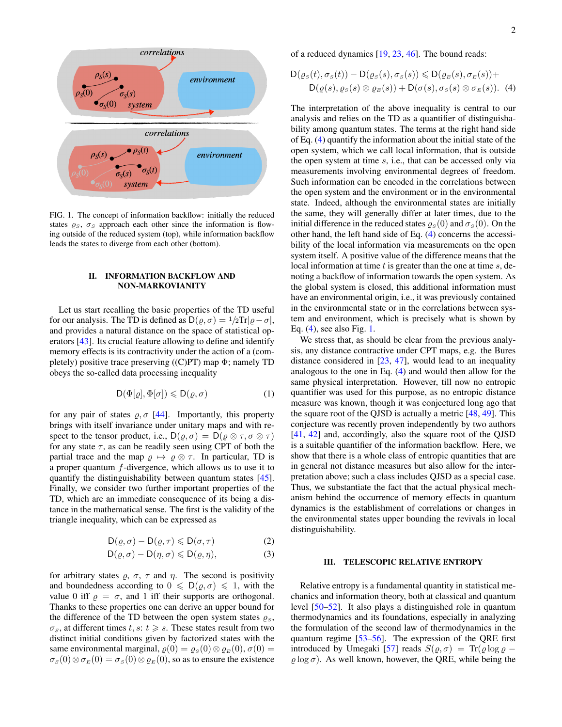FIG. 1. The concept of information backflow: initially the reduced states $\varrho_S$, $\sigma_S$ approach each other since the information is flowing outside of the reduced system (top), while information backflow leads the states to diverge from each other (bottom).

## II. INFORMATION BACKFLOW AND NON-MARKOVIANITY

Let us start recalling the basic properties of the TD useful for our analysis. The TD is defined as $\mathsf{D}(\varrho, \sigma) = {}^1\!/\!_2\mathrm{Tr}|\varrho - \sigma|$, and provides a natural distance on the space of statistical operators [43]. Its crucial feature allowing to define and identify memory effects is its contractivity under the action of a (completely) positive trace preserving ((C)PT) map $\Phi$; namely TD obeys the so-called data processing inequality

$$\mathsf{D}(\Phi[\varrho], \Phi[\sigma]) \leqslant \mathsf{D}(\varrho, \sigma) \tag{1}$$

for any pair of states $\varrho, \sigma$ [44]. Importantly, this property brings with itself invariance under unitary maps and with respect to the tensor product, i.e., $\mathsf{D}(\varrho, \sigma) = \mathsf{D}(\varrho \otimes \tau, \sigma \otimes \tau)$ for any state $\tau$, as can be readily seen using CPT of both the partial trace and the map $\varrho \mapsto \varrho \otimes \tau$. In particular, TD is a proper quantum $f$-divergence, which allows us to use it to quantify the distinguishability between quantum states [45]. Finally, we consider two further important properties of the TD, which are an immediate consequence of its being a distance in the mathematical sense. The first is the validity of the triangle inequality, which can be expressed as

$$\mathsf{D}(\varrho, \sigma) - \mathsf{D}(\varrho, \tau) \leqslant \mathsf{D}(\sigma, \tau) \tag{2}$$

$$\mathsf{D}(\varrho, \sigma) - \mathsf{D}(\eta, \sigma) \leqslant \mathsf{D}(\varrho, \eta), \tag{3}$$

for arbitrary states $\varrho$, $\sigma$, $\tau$ and $\eta$. The second is positivity and boundedness according to $0 \leqslant \mathsf{D}(\varrho, \sigma) \leqslant 1$, with the value 0 iff $\varrho = \sigma$, and 1 iff their supports are orthogonal. Thanks to these properties one can derive an upper bound for the difference of the TD between the open system states $\varrho_S$, $\sigma_S$, at different times $t, s$: $t \geqslant s$. These states result from two distinct initial conditions given by factorized states with the same environmental marginal, $\varrho(0) = \varrho_S(0) \otimes \varrho_E(0)$, $\sigma(0) = \sigma_S(0) \otimes \sigma_E(0) = \sigma_S(0) \otimes \varrho_E(0)$, so as to ensure the existence of a reduced dynamics [19, 23, 46]. The bound reads:

$$\begin{aligned}\mathsf{D}(\varrho_S(t), \sigma_S(t)) - \mathsf{D}(\varrho_S(s), \sigma_S(s)) \leqslant \mathsf{D}(\varrho_E(s), \sigma_E(s)) +\\ \mathsf{D}(\varrho(s), \varrho_S(s) \otimes \varrho_E(s)) + \mathsf{D}(\sigma(s), \sigma_S(s) \otimes \sigma_E(s)).\end{aligned} \tag{4}$$

The interpretation of the above inequality is central to our analysis and relies on the TD as a quantifier of distinguishability among quantum states. The terms at the right hand side of Eq. (4) quantify the information about the initial state of the open system, which we call local information, that is outside the open system at time $s$, i.e., that can be accessed only via measurements involving environmental degrees of freedom. Such information can be encoded in the correlations between the open system and the environment or in the environmental state. Indeed, although the environmental states are initially the same, they will generally differ at later times, due to the initial difference in the reduced states $\varrho_S(0)$ and $\sigma_S(0)$. On the other hand, the left hand side of Eq. (4) concerns the accessibility of the local information via measurements on the open system itself. A positive value of the difference means that the local information at time $t$ is greater than the one at time $s$, denoting a backflow of information towards the open system. As the global system is closed, this additional information must have an environmental origin, i.e., it was previously contained in the environmental state or in the correlations between system and environment, which is precisely what is shown by Eq. (4), see also Fig. 1.

We stress that, as should be clear from the previous analysis, any distance contractive under CPT maps, e.g. the Bures distance considered in [23, 47], would lead to an inequality analogous to the one in Eq. (4) and would then allow for the same physical interpretation. However, till now no entropic quantifier was used for this purpose, as no entropic distance measure was known, though it was conjectured long ago that the square root of the QJSD is actually a metric [48, 49]. This conjecture was recently proven independently by two authors [41, 42] and, accordingly, also the square root of the QJSD is a suitable quantifier of the information backflow. Here, we show that there is a whole class of entropic quantities that are in general not distance measures but also allow for the interpretation above; such a class includes QJSD as a special case. Thus, we substantiate the fact that the actual physical mechanism behind the occurrence of memory effects in quantum dynamics is the establishment of correlations or changes in the environmental states upper bounding the revivals in local distinguishability.

## III. TELESCOPIC RELATIVE ENTROPY

Relative entropy is a fundamental quantity in statistical mechanics and information theory, both at classical and quantum level [50–52]. It also plays a distinguished role in quantum thermodynamics and its foundations, especially in analyzing the formulation of the second law of thermodynamics in the quantum regime [53–56]. The expression of the QRE first introduced by Umegaki [57] reads $S(\varrho, \sigma) = \mathrm{Tr}(\varrho \log \varrho - \varrho \log \sigma)$. As well known, however, the QRE, while being the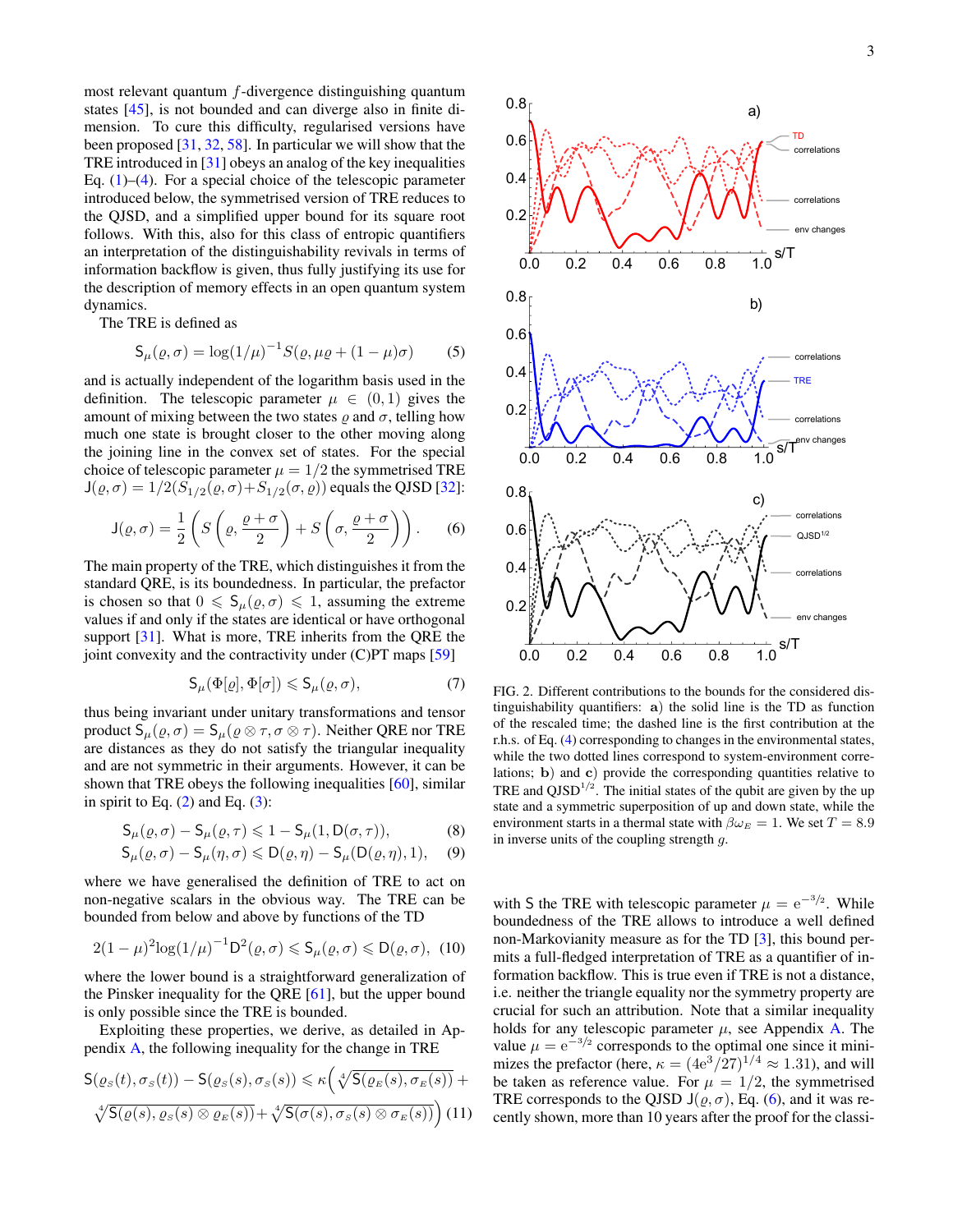most relevant quantum $f$-divergence distinguishing quantum states [45], is not bounded and can diverge also in finite dimension. To cure this difficulty, regularised versions have been proposed [31, 32, 58]. In particular we will show that the TRE introduced in [31] obeys an analog of the key inequalities Eq. (1)–(4). For a special choice of the telescopic parameter introduced below, the symmetrised version of TRE reduces to the QJSD, and a simplified upper bound for its square root follows. With this, also for this class of entropic quantifiers an interpretation of the distinguishability revivals in terms of information backflow is given, thus fully justifying its use for the description of memory effects in an open quantum system dynamics.

The TRE is defined as

$$\mathsf{S}_\mu(\varrho,\sigma) = \log(1/\mu)^{-1} S(\varrho, \mu\varrho + (1-\mu)\sigma) \quad (5)$$

and is actually independent of the logarithm basis used in the definition. The telescopic parameter $\mu \in (0,1)$ gives the amount of mixing between the two states $\varrho$ and $\sigma$, telling how much one state is brought closer to the other moving along the joining line in the convex set of states. For the special choice of telescopic parameter $\mu = 1/2$ the symmetrised TRE $\mathsf{J}(\varrho,\sigma) = 1/2(S_{1/2}(\varrho,\sigma)+S_{1/2}(\sigma,\varrho))$ equals the QJSD [32]:

$$\mathsf{J}(\varrho,\sigma) = \frac{1}{2}\left(S\left(\varrho, \frac{\varrho+\sigma}{2}\right) + S\left(\sigma, \frac{\varrho+\sigma}{2}\right)\right). \quad (6)$$

The main property of the TRE, which distinguishes it from the standard QRE, is its boundedness. In particular, the prefactor is chosen so that $0 \leqslant \mathsf{S}_\mu(\varrho,\sigma) \leqslant 1$, assuming the extreme values if and only if the states are identical or have orthogonal support [31]. What is more, TRE inherits from the QRE the joint convexity and the contractivity under (C)PT maps [59]

$$\mathsf{S}_\mu(\Phi[\varrho], \Phi[\sigma]) \leqslant \mathsf{S}_\mu(\varrho,\sigma), \quad (7)$$

thus being invariant under unitary transformations and tensor product $\mathsf{S}_\mu(\varrho,\sigma) = \mathsf{S}_\mu(\varrho\otimes\tau, \sigma\otimes\tau)$. Neither QRE nor TRE are distances as they do not satisfy the triangular inequality and are not symmetric in their arguments. However, it can be shown that TRE obeys the following inequalities [60], similar in spirit to Eq. (2) and Eq. (3):

$$\mathsf{S}_\mu(\varrho,\sigma) - \mathsf{S}_\mu(\varrho,\tau) \leqslant 1 - \mathsf{S}_\mu(1, \mathsf{D}(\sigma,\tau)), \quad (8)$$
$$\mathsf{S}_\mu(\varrho,\sigma) - \mathsf{S}_\mu(\eta,\sigma) \leqslant \mathsf{D}(\varrho,\eta) - \mathsf{S}_\mu(\mathsf{D}(\varrho,\eta), 1), \quad (9)$$

where we have generalised the definition of TRE to act on non-negative scalars in the obvious way. The TRE can be bounded from below and above by functions of the TD

$$2(1-\mu)^2 \log(1/\mu)^{-1} \mathsf{D}^2(\varrho,\sigma) \leqslant \mathsf{S}_\mu(\varrho,\sigma) \leqslant \mathsf{D}(\varrho,\sigma), \quad (10)$$

where the lower bound is a straightforward generalization of the Pinsker inequality for the QRE [61], but the upper bound is only possible since the TRE is bounded.

Exploiting these properties, we derive, as detailed in Appendix A, the following inequality for the change in TRE

$$\mathsf{S}(\varrho_S(t),\sigma_S(t)) - \mathsf{S}(\varrho_S(s),\sigma_S(s)) \leqslant \kappa\Big(\sqrt[4]{\mathsf{S}(\varrho_E(s),\sigma_E(s))} + \sqrt[4]{\mathsf{S}(\varrho(s),\varrho_S(s)\otimes\varrho_E(s))} + \sqrt[4]{\mathsf{S}(\sigma(s),\sigma_S(s)\otimes\sigma_E(s))}\Big) \quad (11)$$

FIG. 2. Different contributions to the bounds for the considered distinguishability quantifiers: **a)** the solid line is the TD as function of the rescaled time; the dashed line is the first contribution at the r.h.s. of Eq. (4) corresponding to changes in the environmental states, while the two dotted lines correspond to system-environment correlations; **b)** and **c)** provide the corresponding quantities relative to TRE and QJSD$^{1/2}$. The initial states of the qubit are given by the up state and a symmetric superposition of up and down state, while the environment starts in a thermal state with $\beta\omega_E = 1$. We set $T = 8.9$ in inverse units of the coupling strength $g$.

with S the TRE with telescopic parameter $\mu = \mathrm{e}^{-3/2}$. While boundedness of the TRE allows to introduce a well defined non-Markovianity measure as for the TD [3], this bound permits a full-fledged interpretation of TRE as a quantifier of information backflow. This is true even if TRE is not a distance, i.e. neither the triangle equality nor the symmetry property are crucial for such an attribution. Note that a similar inequality holds for any telescopic parameter $\mu$, see Appendix A. The value $\mu = \mathrm{e}^{-3/2}$ corresponds to the optimal one since it minimizes the prefactor (here, $\kappa = (4\mathrm{e}^3/27)^{1/4} \approx 1.31$), and will be taken as reference value. For $\mu = 1/2$, the symmetrised TRE corresponds to the QJSD $\mathsf{J}(\varrho,\sigma)$, Eq. (6), and it was recently shown, more than 10 years after the proof for the classi-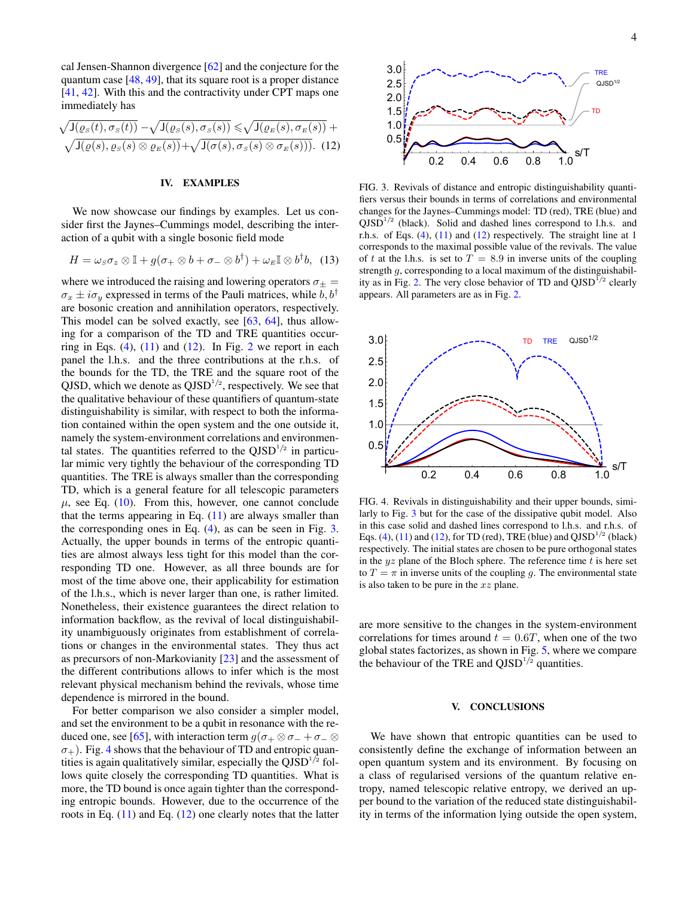cal Jensen-Shannon divergence [62] and the conjecture for the quantum case [48, 49], that its square root is a proper distance [41, 42]. With this and the contractivity under CPT maps one immediately has

$$\sqrt{\mathrm{J}(\varrho_S(t),\sigma_S(t))}-\sqrt{\mathrm{J}(\varrho_S(s),\sigma_S(s))}\leqslant\sqrt{\mathrm{J}(\varrho_E(s),\sigma_E(s))}+\sqrt{\mathrm{J}(\varrho(s),\varrho_S(s)\otimes\varrho_E(s))}+\sqrt{\mathrm{J}(\sigma(s),\sigma_S(s)\otimes\sigma_E(s))}. \quad (12)$$

## IV. EXAMPLES

We now showcase our findings by examples. Let us consider first the Jaynes–Cummings model, describing the interaction of a qubit with a single bosonic field mode

$$H=\omega_S\sigma_z\otimes\mathbb{I}+g(\sigma_+\otimes b+\sigma_-\otimes b^\dagger)+\omega_E\mathbb{I}\otimes b^\dagger b, \quad (13)$$

where we introduced the raising and lowering operators $\sigma_\pm=\sigma_x\pm i\sigma_y$ expressed in terms of the Pauli matrices, while $b, b^\dagger$ are bosonic creation and annihilation operators, respectively. This model can be solved exactly, see [63, 64], thus allowing for a comparison of the TD and TRE quantities occurring in Eqs. (4), (11) and (12). In Fig. 2 we report in each panel the l.h.s. and the three contributions at the r.h.s. of the bounds for the TD, the TRE and the square root of the QJSD, which we denote as QJSD$^{1/2}$, respectively. We see that the qualitative behaviour of these quantifiers of quantum-state distinguishability is similar, with respect to both the information contained within the open system and the one outside it, namely the system-environment correlations and environmental states. The quantities referred to the QJSD$^{1/2}$ in particular mimic very tightly the behaviour of the corresponding TD quantities. The TRE is always smaller than the corresponding TD, which is a general feature for all telescopic parameters $\mu$, see Eq. (10). From this, however, one cannot conclude that the terms appearing in Eq. (11) are always smaller than the corresponding ones in Eq. (4), as can be seen in Fig. 3. Actually, the upper bounds in terms of the entropic quantities are almost always less tight for this model than the corresponding TD one. However, as all three bounds are for most of the time above one, their applicability for estimation of the l.h.s., which is never larger than one, is rather limited. Nonetheless, their existence guarantees the direct relation to information backflow, as the revival of local distinguishability unambiguously originates from establishment of correlations or changes in the environmental states. They thus act as precursors of non-Markovianity [23] and the assessment of the different contributions allows to infer which is the most relevant physical mechanism behind the revivals, whose time dependence is mirrored in the bound.

For better comparison we also consider a simpler model, and set the environment to be a qubit in resonance with the reduced one, see [65], with interaction term $g(\sigma_+\otimes\sigma_-+\sigma_-\otimes\sigma_+)$. Fig. 4 shows that the behaviour of TD and entropic quantities is again qualitatively similar, especially the QJSD$^{1/2}$ follows quite closely the corresponding TD quantities. What is more, the TD bound is once again tighter than the corresponding entropic bounds. However, due to the occurrence of the roots in Eq. (11) and Eq. (12) one clearly notes that the latter are more sensitive to the changes in the system-environment correlations for times around $t=0.6T$, when one of the two global states factorizes, as shown in Fig. 5, where we compare the behaviour of the TRE and QJSD$^{1/2}$ quantities.

FIG. 3. Revivals of distance and entropic distinguishability quantifiers versus their bounds in terms of correlations and environmental changes for the Jaynes–Cummings model: TD (red), TRE (blue) and QJSD$^{1/2}$ (black). Solid and dashed lines correspond to l.h.s. and r.h.s. of Eqs. (4), (11) and (12) respectively. The straight line at 1 corresponds to the maximal possible value of the revivals. The value of $t$ at the l.h.s. is set to $T=8.9$ in inverse units of the coupling strength $g$, corresponding to a local maximum of the distinguishability as in Fig. 2. The very close behavior of TD and QJSD$^{1/2}$ clearly appears. All parameters are as in Fig. 2.

FIG. 4. Revivals in distinguishability and their upper bounds, similarly to Fig. 3 but for the case of the dissipative qubit model. Also in this case solid and dashed lines correspond to l.h.s. and r.h.s. of Eqs. (4), (11) and (12), for TD (red), TRE (blue) and QJSD$^{1/2}$ (black) respectively. The initial states are chosen to be pure orthogonal states in the $yz$ plane of the Bloch sphere. The reference time $t$ is here set to $T=\pi$ in inverse units of the coupling $g$. The environmental state is also taken to be pure in the $xz$ plane.

## V. CONCLUSIONS

We have shown that entropic quantities can be used to consistently define the exchange of information between an open quantum system and its environment. By focusing on a class of regularised versions of the quantum relative entropy, named telescopic relative entropy, we derived an upper bound to the variation of the reduced state distinguishability in terms of the information lying outside the open system,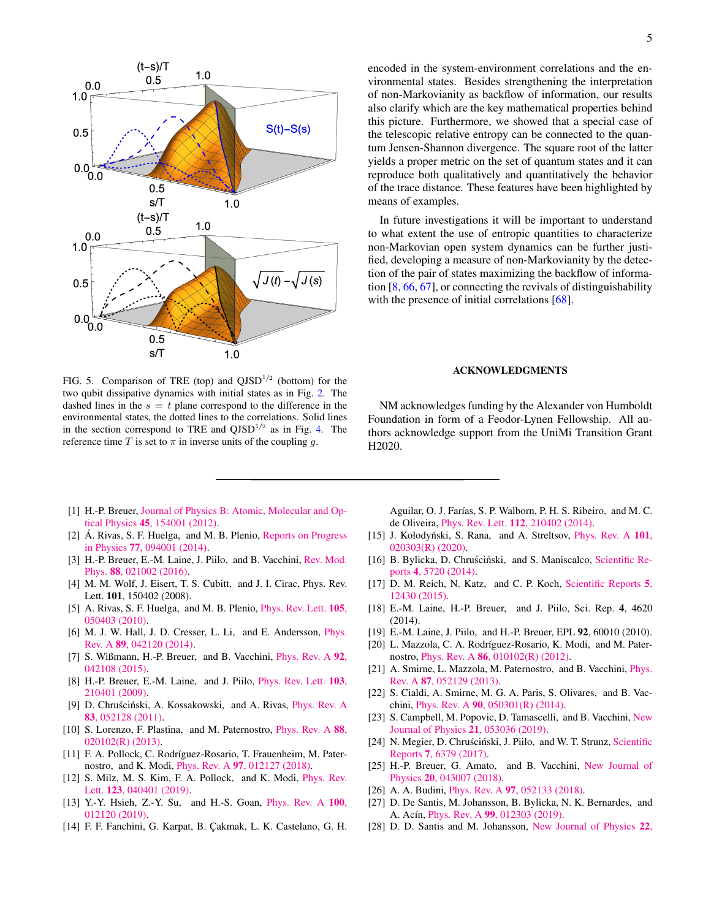FIG. 5. Comparison of TRE (top) and QJSD$^{1/2}$ (bottom) for the two qubit dissipative dynamics with initial states as in Fig. 2. The dashed lines in the $s = t$ plane correspond to the difference in the environmental states, the dotted lines to the correlations. Solid lines in the section correspond to TRE and QJSD$^{1/2}$ as in Fig. 4. The reference time $T$ is set to $\pi$ in inverse units of the coupling $g$.

encoded in the system-environment correlations and the environmental states. Besides strengthening the interpretation of non-Markovianity as backflow of information, our results also clarify which are the key mathematical properties behind this picture. Furthermore, we showed that a special case of the telescopic relative entropy can be connected to the quantum Jensen-Shannon divergence. The square root of the latter yields a proper metric on the set of quantum states and it can reproduce both qualitatively and quantitatively the behavior of the trace distance. These features have been highlighted by means of examples.

In future investigations it will be important to understand to what extent the use of entropic quantities to characterize non-Markovian open system dynamics can be further justified, developing a measure of non-Markovianity by the detection of the pair of states maximizing the backflow of information [8, 66, 67], or connecting the revivals of distinguishability with the presence of initial correlations [68].

## ACKNOWLEDGMENTS

NM acknowledges funding by the Alexander von Humboldt Foundation in form of a Feodor-Lynen Fellowship. All authors acknowledge support from the UniMi Transition Grant H2020.

---

[1] H.-P. Breuer, Journal of Physics B: Atomic, Molecular and Optical Physics **45**, 154001 (2012).
[2] Á. Rivas, S. F. Huelga, and M. B. Plenio, Reports on Progress in Physics **77**, 094001 (2014).
[3] H.-P. Breuer, E.-M. Laine, J. Piilo, and B. Vacchini, Rev. Mod. Phys. **88**, 021002 (2016).
[4] M. M. Wolf, J. Eisert, T. S. Cubitt, and J. I. Cirac, Phys. Rev. Lett. **101**, 150402 (2008).
[5] A. Rivas, S. F. Huelga, and M. B. Plenio, Phys. Rev. Lett. **105**, 050403 (2010).
[6] M. J. W. Hall, J. D. Cresser, L. Li, and E. Andersson, Phys. Rev. A **89**, 042120 (2014).
[7] S. Wißmann, H.-P. Breuer, and B. Vacchini, Phys. Rev. A **92**, 042108 (2015).
[8] H.-P. Breuer, E.-M. Laine, and J. Piilo, Phys. Rev. Lett. **103**, 210401 (2009).
[9] D. Chruściński, A. Kossakowski, and A. Rivas, Phys. Rev. A **83**, 052128 (2011).
[10] S. Lorenzo, F. Plastina, and M. Paternostro, Phys. Rev. A **88**, 020102(R) (2013).
[11] F. A. Pollock, C. Rodríguez-Rosario, T. Frauenheim, M. Paternostro, and K. Modi, Phys. Rev. A **97**, 012127 (2018).
[12] S. Milz, M. S. Kim, F. A. Pollock, and K. Modi, Phys. Rev. Lett. **123**, 040401 (2019).
[13] Y.-Y. Hsieh, Z.-Y. Su, and H.-S. Goan, Phys. Rev. A **100**, 012120 (2019).
[14] F. F. Fanchini, G. Karpat, B. Çakmak, L. K. Castelano, G. H. Aguilar, O. J. Farías, S. P. Walborn, P. H. S. Ribeiro, and M. C. de Oliveira, Phys. Rev. Lett. **112**, 210402 (2014).
[15] J. Kołodyński, S. Rana, and A. Streltsov, Phys. Rev. A **101**, 020303(R) (2020).
[16] B. Bylicka, D. Chruściński, and S. Maniscalco, Scientific Reports **4**, 5720 (2014).
[17] D. M. Reich, N. Katz, and C. P. Koch, Scientific Reports **5**, 12430 (2015).
[18] E.-M. Laine, H.-P. Breuer, and J. Piilo, Sci. Rep. **4**, 4620 (2014).
[19] E.-M. Laine, J. Piilo, and H.-P. Breuer, EPL **92**, 60010 (2010).
[20] L. Mazzola, C. A. Rodríguez-Rosario, K. Modi, and M. Paternostro, Phys. Rev. A **86**, 010102(R) (2012).
[21] A. Smirne, L. Mazzola, M. Paternostro, and B. Vacchini, Phys. Rev. A **87**, 052129 (2013).
[22] S. Cialdi, A. Smirne, M. G. A. Paris, S. Olivares, and B. Vacchini, Phys. Rev. A **90**, 050301(R) (2014).
[23] S. Campbell, M. Popovic, D. Tamascelli, and B. Vacchini, New Journal of Physics **21**, 053036 (2019).
[24] N. Megier, D. Chruściński, J. Piilo, and W. T. Strunz, Scientific Reports **7**, 6379 (2017).
[25] H.-P. Breuer, G. Amato, and B. Vacchini, New Journal of Physics **20**, 043007 (2018).
[26] A. A. Budini, Phys. Rev. A **97**, 052133 (2018).
[27] D. De Santis, M. Johansson, B. Bylicka, N. K. Bernardes, and A. Acín, Phys. Rev. A **99**, 012303 (2019).
[28] D. D. Santis and M. Johansson, New Journal of Physics **22**,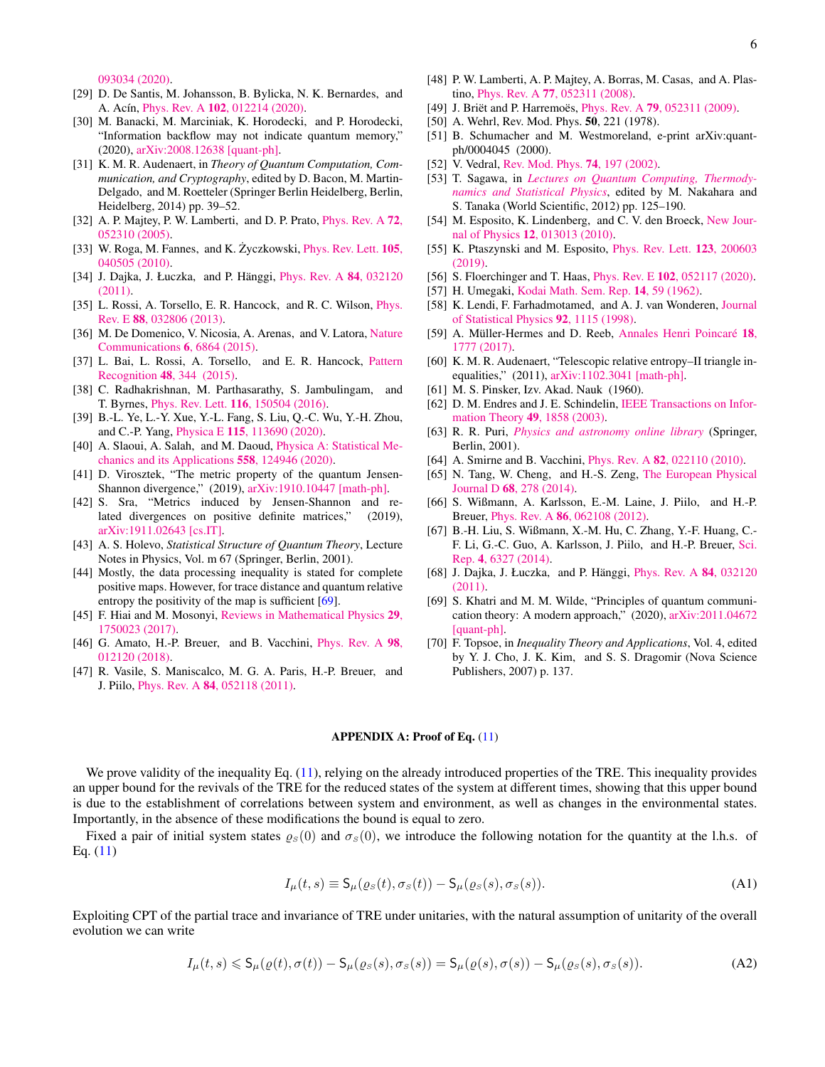093034 (2020).

[29] D. De Santis, M. Johansson, B. Bylicka, N. K. Bernardes, and A. Acín, Phys. Rev. A **102**, 012214 (2020).

[30] M. Banacki, M. Marciniak, K. Horodecki, and P. Horodecki, "Information backflow may not indicate quantum memory," (2020), arXiv:2008.12638 [quant-ph].

[31] K. M. R. Audenaert, in *Theory of Quantum Computation, Communication, and Cryptography*, edited by D. Bacon, M. Martin-Delgado, and M. Roetteler (Springer Berlin Heidelberg, Berlin, Heidelberg, 2014) pp. 39–52.

[32] A. P. Majtey, P. W. Lamberti, and D. P. Prato, Phys. Rev. A **72**, 052310 (2005).

[33] W. Roga, M. Fannes, and K. Życzkowski, Phys. Rev. Lett. **105**, 040505 (2010).

[34] J. Dajka, J. Łuczka, and P. Hänggi, Phys. Rev. A **84**, 032120 (2011).

[35] L. Rossi, A. Torsello, E. R. Hancock, and R. C. Wilson, Phys. Rev. E **88**, 032806 (2013).

[36] M. De Domenico, V. Nicosia, A. Arenas, and V. Latora, Nature Communications **6**, 6864 (2015).

[37] L. Bai, L. Rossi, A. Torsello, and E. R. Hancock, Pattern Recognition **48**, 344 (2015).

[38] C. Radhakrishnan, M. Parthasarathy, S. Jambulingam, and T. Byrnes, Phys. Rev. Lett. **116**, 150504 (2016).

[39] B.-L. Ye, L.-Y. Xue, Y.-L. Fang, S. Liu, Q.-C. Wu, Y.-H. Zhou, and C.-P. Yang, Physica E **115**, 113690 (2020).

[40] A. Slaoui, A. Salah, and M. Daoud, Physica A: Statistical Mechanics and its Applications **558**, 124946 (2020).

[41] D. Virosztek, "The metric property of the quantum Jensen-Shannon divergence," (2019), arXiv:1910.10447 [math-ph].

[42] S. Sra, "Metrics induced by Jensen-Shannon and related divergences on positive definite matrices," (2019), arXiv:1911.02643 [cs.IT].

[43] A. S. Holevo, *Statistical Structure of Quantum Theory*, Lecture Notes in Physics, Vol. m 67 (Springer, Berlin, 2001).

[44] Mostly, the data processing inequality is stated for complete positive maps. However, for trace distance and quantum relative entropy the positivity of the map is sufficient [69].

[45] F. Hiai and M. Mosonyi, Reviews in Mathematical Physics **29**, 1750023 (2017).

[46] G. Amato, H.-P. Breuer, and B. Vacchini, Phys. Rev. A **98**, 012120 (2018).

[47] R. Vasile, S. Maniscalco, M. G. A. Paris, H.-P. Breuer, and J. Piilo, Phys. Rev. A **84**, 052118 (2011).

[48] P. W. Lamberti, A. P. Majtey, A. Borras, M. Casas, and A. Plastino, Phys. Rev. A **77**, 052311 (2008).

[49] J. Briët and P. Harremoës, Phys. Rev. A **79**, 052311 (2009).

[50] A. Wehrl, Rev. Mod. Phys. **50**, 221 (1978).

[51] B. Schumacher and M. Westmoreland, e-print arXiv:quant-ph/0004045 (2000).

[52] V. Vedral, Rev. Mod. Phys. **74**, 197 (2002).

[53] T. Sagawa, in *Lectures on Quantum Computing, Thermodynamics and Statistical Physics*, edited by M. Nakahara and S. Tanaka (World Scientific, 2012) pp. 125–190.

[54] M. Esposito, K. Lindenberg, and C. V. den Broeck, New Journal of Physics **12**, 013013 (2010).

[55] K. Ptaszynski and M. Esposito, Phys. Rev. Lett. **123**, 200603 (2019).

[56] S. Floerchinger and T. Haas, Phys. Rev. E **102**, 052117 (2020).

[57] H. Umegaki, Kodai Math. Sem. Rep. **14**, 59 (1962).

[58] K. Lendi, F. Farhadmotamed, and A. J. van Wonderen, Journal of Statistical Physics **92**, 1115 (1998).

[59] A. Müller-Hermes and D. Reeb, Annales Henri Poincaré **18**, 1777 (2017).

[60] K. M. R. Audenaert, "Telescopic relative entropy–II triangle inequalities," (2011), arXiv:1102.3041 [math-ph].

[61] M. S. Pinsker, Izv. Akad. Nauk (1960).

[62] D. M. Endres and J. E. Schindelin, IEEE Transactions on Information Theory **49**, 1858 (2003).

[63] R. R. Puri, *Physics and astronomy online library* (Springer, Berlin, 2001).

[64] A. Smirne and B. Vacchini, Phys. Rev. A **82**, 022110 (2010).

[65] N. Tang, W. Cheng, and H.-S. Zeng, The European Physical Journal D **68**, 278 (2014).

[66] S. Wißmann, A. Karlsson, E.-M. Laine, J. Piilo, and H.-P. Breuer, Phys. Rev. A **86**, 062108 (2012).

[67] B.-H. Liu, S. Wißmann, X.-M. Hu, C. Zhang, Y.-F. Huang, C.-F. Li, G.-C. Guo, A. Karlsson, J. Piilo, and H.-P. Breuer, Sci. Rep. **4**, 6327 (2014).

[68] J. Dajka, J. Łuczka, and P. Hänggi, Phys. Rev. A **84**, 032120 (2011).

[69] S. Khatri and M. M. Wilde, "Principles of quantum communication theory: A modern approach," (2020), arXiv:2011.04672 [quant-ph].

[70] F. Topsoe, in *Inequality Theory and Applications*, Vol. 4, edited by Y. J. Cho, J. K. Kim, and S. S. Dragomir (Nova Science Publishers, 2007) p. 137.

## APPENDIX A: Proof of Eq. (11)

We prove validity of the inequality Eq. (11), relying on the already introduced properties of the TRE. This inequality provides an upper bound for the revivals of the TRE for the reduced states of the system at different times, showing that this upper bound is due to the establishment of correlations between system and environment, as well as changes in the environmental states. Importantly, in the absence of these modifications the bound is equal to zero.

Fixed a pair of initial system states $\varrho_S(0)$ and $\sigma_S(0)$, we introduce the following notation for the quantity at the l.h.s. of Eq. (11)

$$I_\mu(t,s) \equiv \mathsf{S}_\mu(\varrho_S(t),\sigma_S(t)) - \mathsf{S}_\mu(\varrho_S(s),\sigma_S(s)). \tag{A1}$$

Exploiting CPT of the partial trace and invariance of TRE under unitaries, with the natural assumption of unitarity of the overall evolution we can write

$$I_\mu(t,s) \leqslant \mathsf{S}_\mu(\varrho(t),\sigma(t)) - \mathsf{S}_\mu(\varrho_S(s),\sigma_S(s)) = \mathsf{S}_\mu(\varrho(s),\sigma(s)) - \mathsf{S}_\mu(\varrho_S(s),\sigma_S(s)). \tag{A2}$$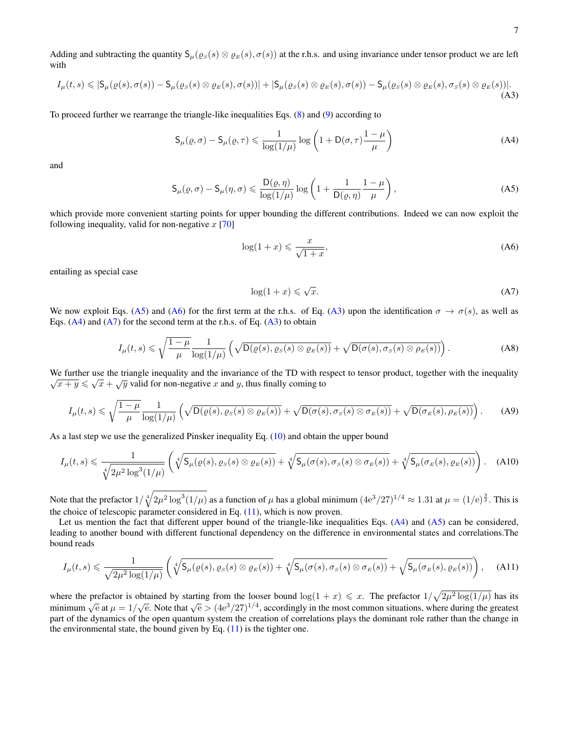Adding and subtracting the quantity $\mathsf{S}_\mu(\varrho_S(s)\otimes\varrho_E(s),\sigma(s))$ at the r.h.s. and using invariance under tensor product we are left with

$$I_\mu(t,s) \leqslant |\mathsf{S}_\mu(\varrho(s),\sigma(s)) - \mathsf{S}_\mu(\varrho_S(s)\otimes\varrho_E(s),\sigma(s))| + |\mathsf{S}_\mu(\varrho_S(s)\otimes\varrho_E(s),\sigma(s)) - \mathsf{S}_\mu(\varrho_S(s)\otimes\varrho_E(s),\sigma_S(s)\otimes\varrho_E(s))|. \tag{A3}$$

To proceed further we rearrange the triangle-like inequalities Eqs. (8) and (9) according to

$$\mathsf{S}_\mu(\varrho,\sigma) - \mathsf{S}_\mu(\varrho,\tau) \leqslant \frac{1}{\log(1/\mu)}\log\left(1+\mathsf{D}(\sigma,\tau)\frac{1-\mu}{\mu}\right) \tag{A4}$$

and

$$\mathsf{S}_\mu(\varrho,\sigma) - \mathsf{S}_\mu(\eta,\sigma) \leqslant \frac{\mathsf{D}(\varrho,\eta)}{\log(1/\mu)}\log\left(1+\frac{1}{\mathsf{D}(\varrho,\eta)}\frac{1-\mu}{\mu}\right), \tag{A5}$$

which provide more convenient starting points for upper bounding the different contributions. Indeed we can now exploit the following inequality, valid for non-negative $x$ [70]

$$\log(1+x) \leqslant \frac{x}{\sqrt{1+x}}, \tag{A6}$$

entailing as special case

$$\log(1+x) \leqslant \sqrt{x}. \tag{A7}$$

We now exploit Eqs. (A5) and (A6) for the first term at the r.h.s. of Eq. (A3) upon the identification $\sigma \to \sigma(s)$, as well as Eqs. (A4) and (A7) for the second term at the r.h.s. of Eq. (A3) to obtain

$$I_\mu(t,s) \leqslant \sqrt{\frac{1-\mu}{\mu}}\frac{1}{\log(1/\mu)}\left(\sqrt{\mathsf{D}(\varrho(s),\varrho_S(s)\otimes\varrho_E(s))} + \sqrt{\mathsf{D}(\sigma(s),\sigma_S(s)\otimes\rho_E(s))}\right). \tag{A8}$$

We further use the triangle inequality and the invariance of the TD with respect to tensor product, together with the inequality $\sqrt{x+y} \leqslant \sqrt{x}+\sqrt{y}$ valid for non-negative $x$ and $y$, thus finally coming to

$$I_\mu(t,s) \leqslant \sqrt{\frac{1-\mu}{\mu}}\frac{1}{\log(1/\mu)}\left(\sqrt{\mathsf{D}(\varrho(s),\varrho_S(s)\otimes\varrho_E(s))} + \sqrt{\mathsf{D}(\sigma(s),\sigma_S(s)\otimes\sigma_E(s))} + \sqrt{\mathsf{D}(\sigma_E(s),\rho_E(s))}\right). \tag{A9}$$

As a last step we use the generalized Pinsker inequality Eq. (10) and obtain the upper bound

$$I_\mu(t,s) \leqslant \frac{1}{\sqrt[4]{2\mu^2\log^3(1/\mu)}}\left(\sqrt[4]{\mathsf{S}_\mu(\varrho(s),\varrho_S(s)\otimes\varrho_E(s))} + \sqrt[4]{\mathsf{S}_\mu(\sigma(s),\sigma_S(s)\otimes\sigma_E(s))} + \sqrt[4]{\mathsf{S}_\mu(\sigma_E(s),\varrho_E(s))}\right). \tag{A10}$$

Note that the prefactor $1/\sqrt[4]{2\mu^2\log^3(1/\mu)}$ as a function of $\mu$ has a global minimum $(4\mathrm{e}^3/27)^{1/4} \approx 1.31$ at $\mu = (1/\mathrm{e})^{\frac{3}{2}}$. This is the choice of telescopic parameter considered in Eq. (11), which is now proven.

Let us mention the fact that different upper bound of the triangle-like inequalities Eqs. (A4) and (A5) can be considered, leading to another bound with different functional dependency on the difference in environmental states and correlations.The bound reads

$$I_\mu(t,s) \leqslant \frac{1}{\sqrt{2\mu^2\log(1/\mu)}}\left(\sqrt[4]{\mathsf{S}_\mu(\varrho(s),\varrho_S(s)\otimes\varrho_E(s))} + \sqrt[4]{\mathsf{S}_\mu(\sigma(s),\sigma_S(s)\otimes\sigma_E(s))} + \sqrt{\mathsf{S}_\mu(\sigma_E(s),\varrho_E(s))}\right), \tag{A11}$$

where the prefactor is obtained by starting from the looser bound $\log(1+x) \leqslant x$. The prefactor $1/\sqrt{2\mu^2\log(1/\mu)}$ has its minimum $\sqrt{\mathrm{e}}$ at $\mu = 1/\sqrt{\mathrm{e}}$. Note that $\sqrt{\mathrm{e}} > (4\mathrm{e}^3/27)^{1/4}$, accordingly in the most common situations, where during the greatest part of the dynamics of the open quantum system the creation of correlations plays the dominant role rather than the change in the environmental state, the bound given by Eq. (11) is the tighter one.